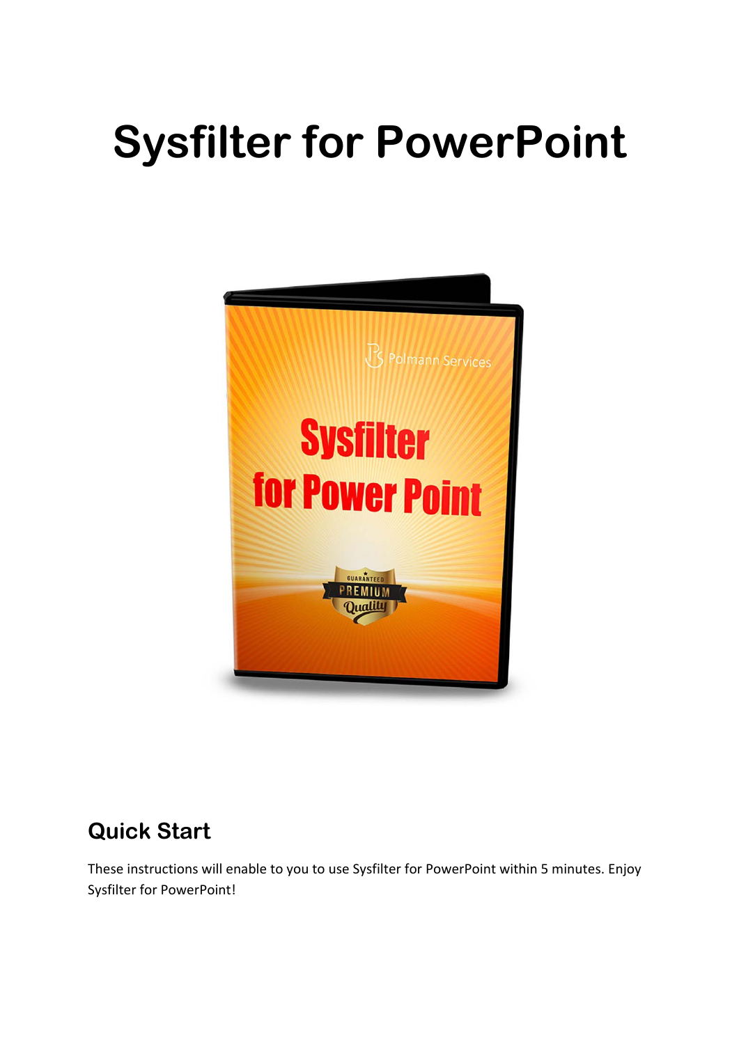# Sysfilter for PowerPoint

## Quick Start

These instructions will enable to you to use Sysfilter for PowerPoint within 5 minutes. Enjoy Sysfilter for PowerPoint!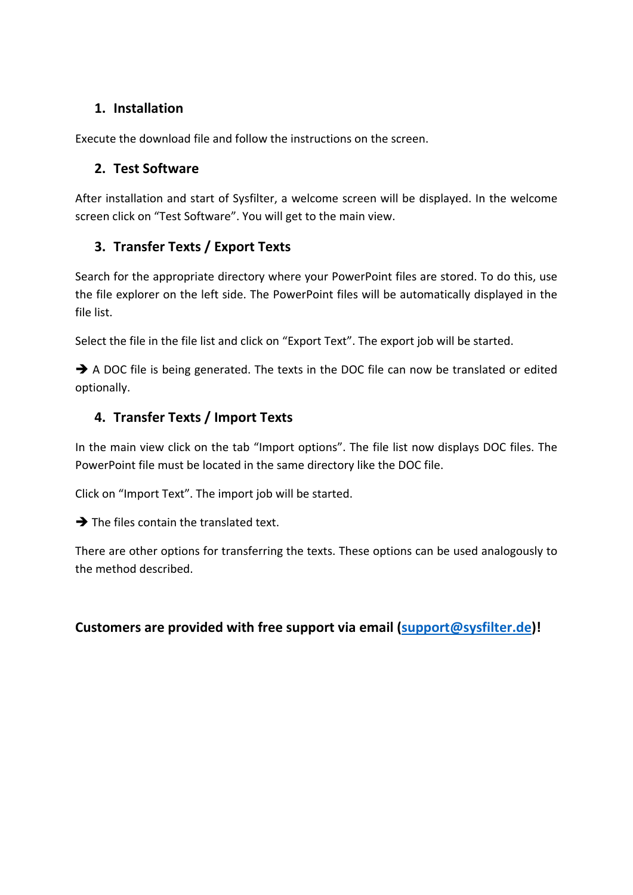## 1. Installation

Execute the download file and follow the instructions on the screen.

## 2. Test Software

After installation and start of Sysfilter, a welcome screen will be displayed. In the welcome screen click on “Test Software”. You will get to the main view.

## 3. Transfer Texts / Export Texts

Search for the appropriate directory where your PowerPoint files are stored. To do this, use the file explorer on the left side. The PowerPoint files will be automatically displayed in the file list.

Select the file in the file list and click on “Export Text”. The export job will be started.

➔ A DOC file is being generated. The texts in the DOC file can now be translated or edited optionally.

## 4. Transfer Texts / Import Texts

In the main view click on the tab “Import options”. The file list now displays DOC files. The PowerPoint file must be located in the same directory like the DOC file.

Click on “Import Text”. The import job will be started.

➔ The files contain the translated text.

There are other options for transferring the texts. These options can be used analogously to the method described.

**Customers are provided with free support via email ([support@sysfilter.de](mailto:support@sysfilter.de))!**